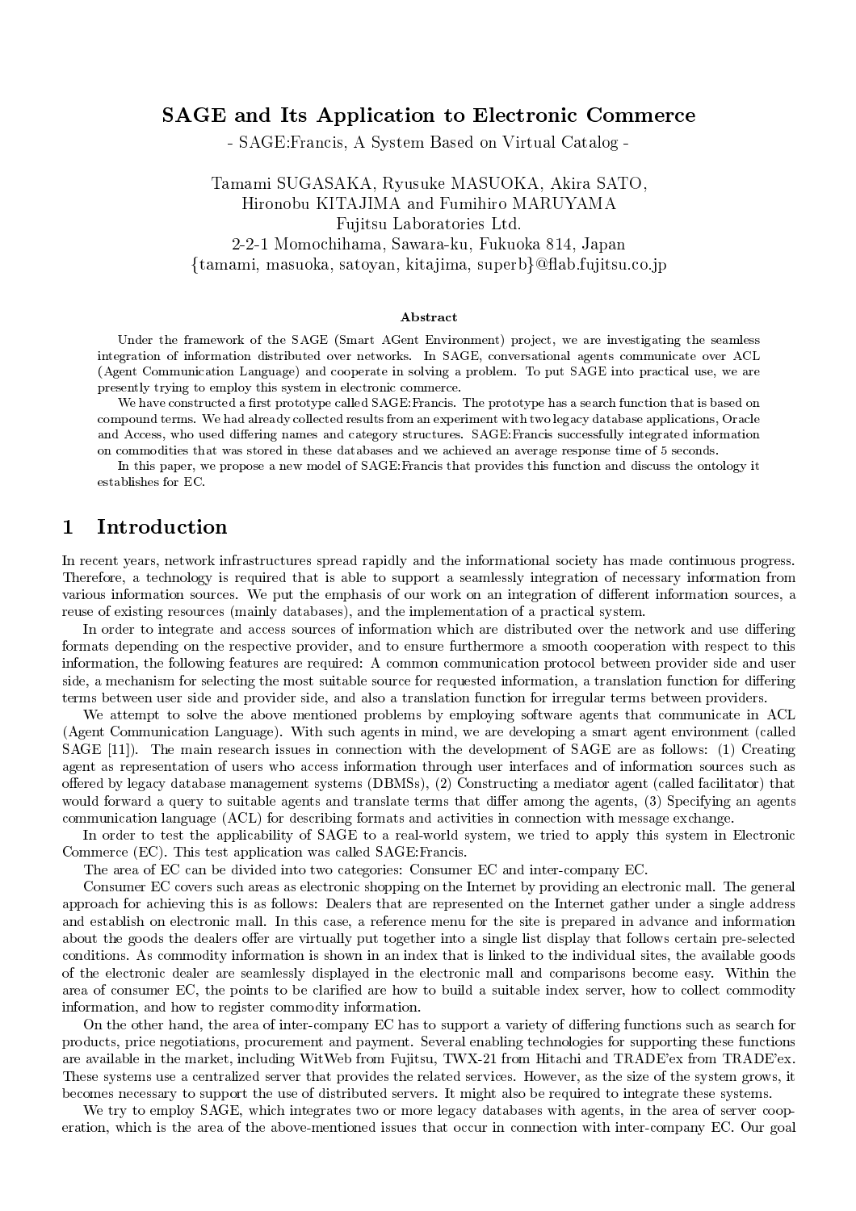# SAGE and Its Application to Electronic Commerce

- SAGE:Francis, A System Based on Virtual Catalog -

Tamami SUGASAKA, Ryusuke MASUOKA, Akira SATO,
Hironobu KITAJIMA and Fumihiro MARUYAMA
Fujitsu Laboratories Ltd.
2-2-1 Momochihama, Sawara-ku, Fukuoka 814, Japan
{tamami, masuoka, satoyan, kitajima, superb}@flab.fujitsu.co.jp

### Abstract

Under the framework of the SAGE (Smart AGent Environment) project, we are investigating the seamless integration of information distributed over networks. In SAGE, conversational agents communicate over ACL (Agent Communication Language) and cooperate in solving a problem. To put SAGE into practical use, we are presently trying to employ this system in electronic commerce.

We have constructed a first prototype called SAGE:Francis. The prototype has a search function that is based on compound terms. We had already collected results from an experiment with two legacy database applications, Oracle and Access, who used differing names and category structures. SAGE:Francis successfully integrated information on commodities that was stored in these databases and we achieved an average response time of 5 seconds.

In this paper, we propose a new model of SAGE:Francis that provides this function and discuss the ontology it establishes for EC.

## 1 Introduction

In recent years, network infrastructures spread rapidly and the informational society has made continuous progress. Therefore, a technology is required that is able to support a seamlessly integration of necessary information from various information sources. We put the emphasis of our work on an integration of different information sources, a reuse of existing resources (mainly databases), and the implementation of a practical system.

In order to integrate and access sources of information which are distributed over the network and use differing formats depending on the respective provider, and to ensure furthermore a smooth cooperation with respect to this information, the following features are required: A common communication protocol between provider side and user side, a mechanism for selecting the most suitable source for requested information, a translation function for differing terms between user side and provider side, and also a translation function for irregular terms between providers.

We attempt to solve the above mentioned problems by employing software agents that communicate in ACL (Agent Communication Language). With such agents in mind, we are developing a smart agent environment (called SAGE [11]). The main research issues in connection with the development of SAGE are as follows: (1) Creating agent as representation of users who access information through user interfaces and of information sources such as offered by legacy database management systems (DBMSs), (2) Constructing a mediator agent (called facilitator) that would forward a query to suitable agents and translate terms that differ among the agents, (3) Specifying an agents communication language (ACL) for describing formats and activities in connection with message exchange.

In order to test the applicability of SAGE to a real-world system, we tried to apply this system in Electronic Commerce (EC). This test application was called SAGE:Francis.

The area of EC can be divided into two categories: Consumer EC and inter-company EC.

Consumer EC covers such areas as electronic shopping on the Internet by providing an electronic mall. The general approach for achieving this is as follows: Dealers that are represented on the Internet gather under a single address and establish on electronic mall. In this case, a reference menu for the site is prepared in advance and information about the goods the dealers offer are virtually put together into a single list display that follows certain pre-selected conditions. As commodity information is shown in an index that is linked to the individual sites, the available goods of the electronic dealer are seamlessly displayed in the electronic mall and comparisons become easy. Within the area of consumer EC, the points to be clarified are how to build a suitable index server, how to collect commodity information, and how to register commodity information.

On the other hand, the area of inter-company EC has to support a variety of differing functions such as search for products, price negotiations, procurement and payment. Several enabling technologies for supporting these functions are available in the market, including WitWeb from Fujitsu, TWX-21 from Hitachi and TRADE'ex from TRADE'ex. These systems use a centralized server that provides the related services. However, as the size of the system grows, it becomes necessary to support the use of distributed servers. It might also be required to integrate these systems.

We try to employ SAGE, which integrates two or more legacy databases with agents, in the area of server cooperation, which is the area of the above-mentioned issues that occur in connection with inter-company EC. Our goal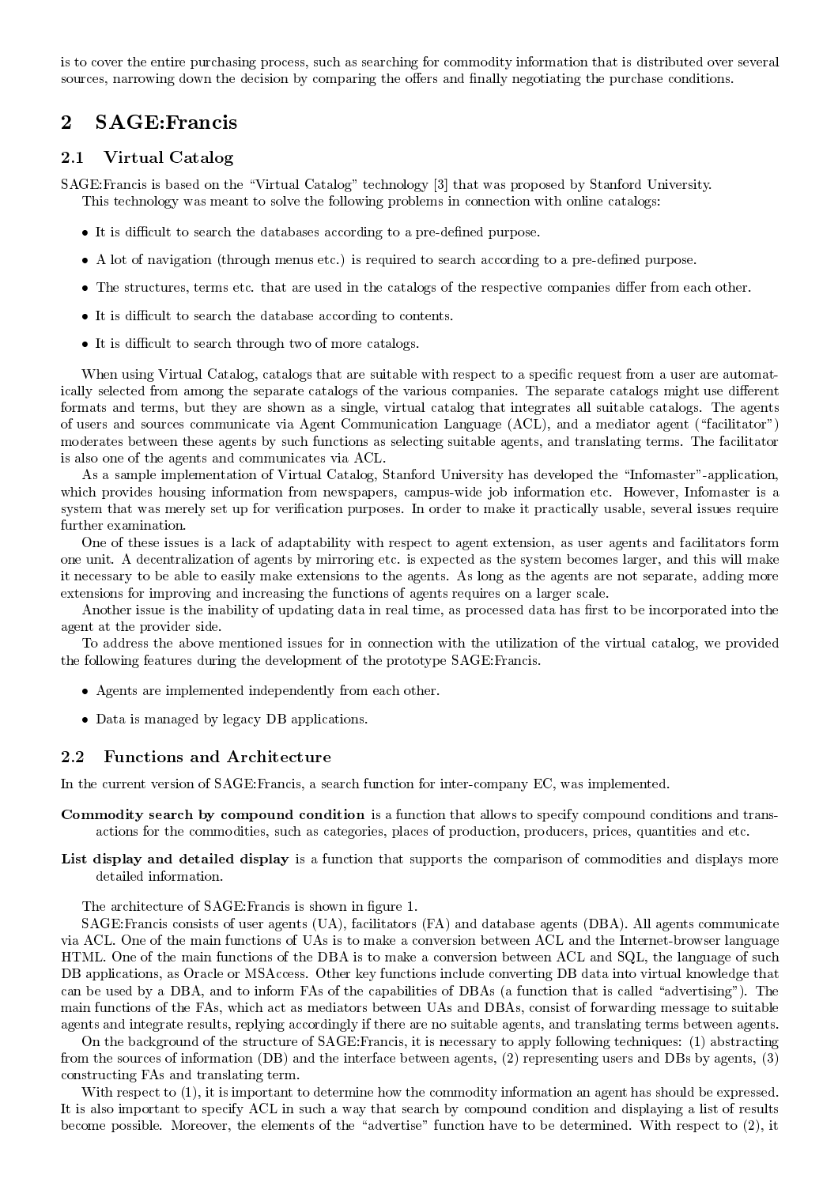is to cover the entire purchasing process, such as searching for commodity information that is distributed over several sources, narrowing down the decision by comparing the offers and finally negotiating the purchase conditions.

## 2 SAGE:Francis

### 2.1 Virtual Catalog

SAGE:Francis is based on the "Virtual Catalog" technology [3] that was proposed by Stanford University.

This technology was meant to solve the following problems in connection with online catalogs:

- It is difficult to search the databases according to a pre-defined purpose.
- A lot of navigation (through menus etc.) is required to search according to a pre-defined purpose.
- The structures, terms etc. that are used in the catalogs of the respective companies differ from each other.
- It is difficult to search the database according to contents.
- It is difficult to search through two of more catalogs.

When using Virtual Catalog, catalogs that are suitable with respect to a specific request from a user are automatically selected from among the separate catalogs of the various companies. The separate catalogs might use different formats and terms, but they are shown as a single, virtual catalog that integrates all suitable catalogs. The agents of users and sources communicate via Agent Communication Language (ACL), and a mediator agent ("facilitator") moderates between these agents by such functions as selecting suitable agents, and translating terms. The facilitator is also one of the agents and communicates via ACL.

As a sample implementation of Virtual Catalog, Stanford University has developed the "Infomaster"-application, which provides housing information from newspapers, campus-wide job information etc. However, Infomaster is a system that was merely set up for verification purposes. In order to make it practically usable, several issues require further examination.

One of these issues is a lack of adaptability with respect to agent extension, as user agents and facilitators form one unit. A decentralization of agents by mirroring etc. is expected as the system becomes larger, and this will make it necessary to be able to easily make extensions to the agents. As long as the agents are not separate, adding more extensions for improving and increasing the functions of agents requires on a larger scale.

Another issue is the inability of updating data in real time, as processed data has first to be incorporated into the agent at the provider side.

To address the above mentioned issues for in connection with the utilization of the virtual catalog, we provided the following features during the development of the prototype SAGE:Francis.

- Agents are implemented independently from each other.
- Data is managed by legacy DB applications.

### 2.2 Functions and Architecture

In the current version of SAGE:Francis, a search function for inter-company EC, was implemented.

**Commodity search by compound condition** is a function that allows to specify compound conditions and transactions for the commodities, such as categories, places of production, producers, prices, quantities and etc.

**List display and detailed display** is a function that supports the comparison of commodities and displays more detailed information.

The architecture of SAGE:Francis is shown in figure 1.

SAGE:Francis consists of user agents (UA), facilitators (FA) and database agents (DBA). All agents communicate via ACL. One of the main functions of UAs is to make a conversion between ACL and the Internet-browser language HTML. One of the main functions of the DBA is to make a conversion between ACL and SQL, the language of such DB applications, as Oracle or MSAccess. Other key functions include converting DB data into virtual knowledge that can be used by a DBA, and to inform FAs of the capabilities of DBAs (a function that is called "advertising"). The main functions of the FAs, which act as mediators between UAs and DBAs, consist of forwarding message to suitable agents and integrate results, replying accordingly if there are no suitable agents, and translating terms between agents.

On the background of the structure of SAGE:Francis, it is necessary to apply following techniques: (1) abstracting from the sources of information (DB) and the interface between agents, (2) representing users and DBs by agents, (3) constructing FAs and translating term.

With respect to (1), it is important to determine how the commodity information an agent has should be expressed. It is also important to specify ACL in such a way that search by compound condition and displaying a list of results become possible. Moreover, the elements of the "advertise" function have to be determined. With respect to (2), it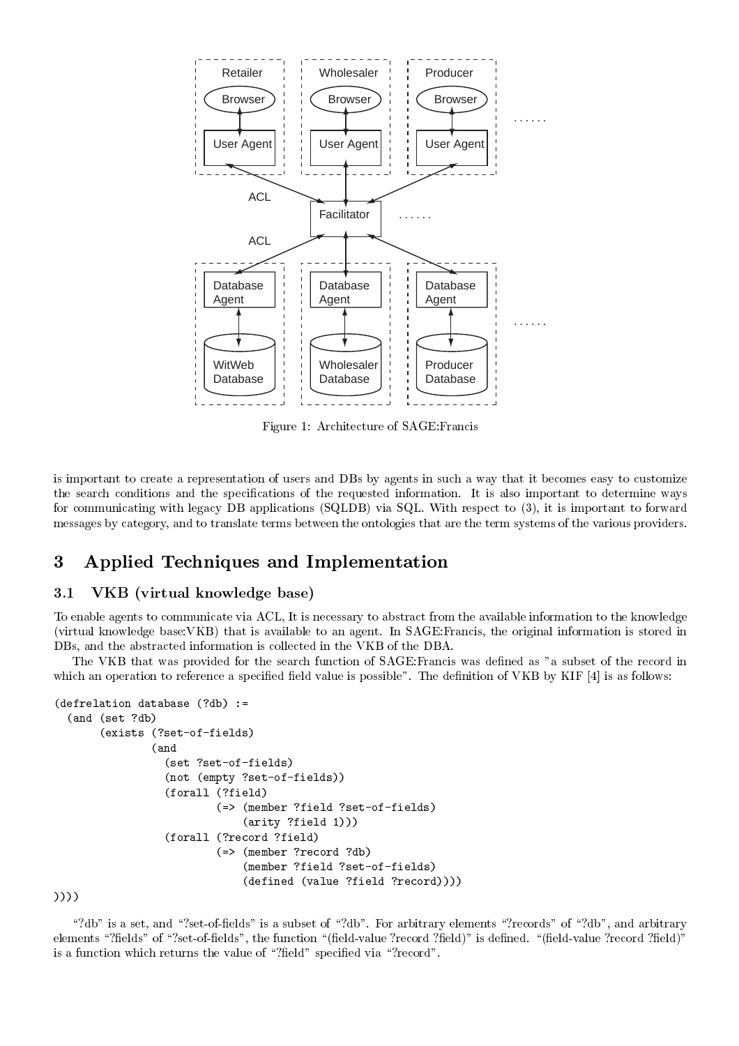Figure 1: Architecture of SAGE:Francis

is important to create a representation of users and DBs by agents in such a way that it becomes easy to customize the search conditions and the specifications of the requested information. It is also important to determine ways for communicating with legacy DB applications (SQLDB) via SQL. With respect to (3), it is important to forward messages by category, and to translate terms between the ontologies that are the term systems of the various providers.

## 3 Applied Techniques and Implementation

### 3.1 VKB (virtual knowledge base)

To enable agents to communicate via ACL, It is necessary to abstract from the available information to the knowledge (virtual knowledge base:VKB) that is available to an agent. In SAGE:Francis, the original information is stored in DBs, and the abstracted information is collected in the VKB of the DBA.

The VKB that was provided for the search function of SAGE:Francis was defined as "a subset of the record in which an operation to reference a specified field value is possible". The definition of VKB by KIF [4] is as follows:

```
(defrelation database (?db) :=
  (and (set ?db)
       (exists (?set-of-fields)
               (and
                 (set ?set-of-fields)
                 (not (empty ?set-of-fields))
                 (forall (?field)
                         (=> (member ?field ?set-of-fields)
                             (arity ?field 1)))
                 (forall (?record ?field)
                         (=> (member ?record ?db)
                             (member ?field ?set-of-fields)
                             (defined (value ?field ?record))))
))))
```

"?db" is a set, and "?set-of-fields" is a subset of "?db". For arbitrary elements "?records" of "?db", and arbitrary elements "?fields" of "?set-of-fields", the function "(field-value ?record ?field)" is defined. "(field-value ?record ?field)" is a function which returns the value of "?field" specified via "?record".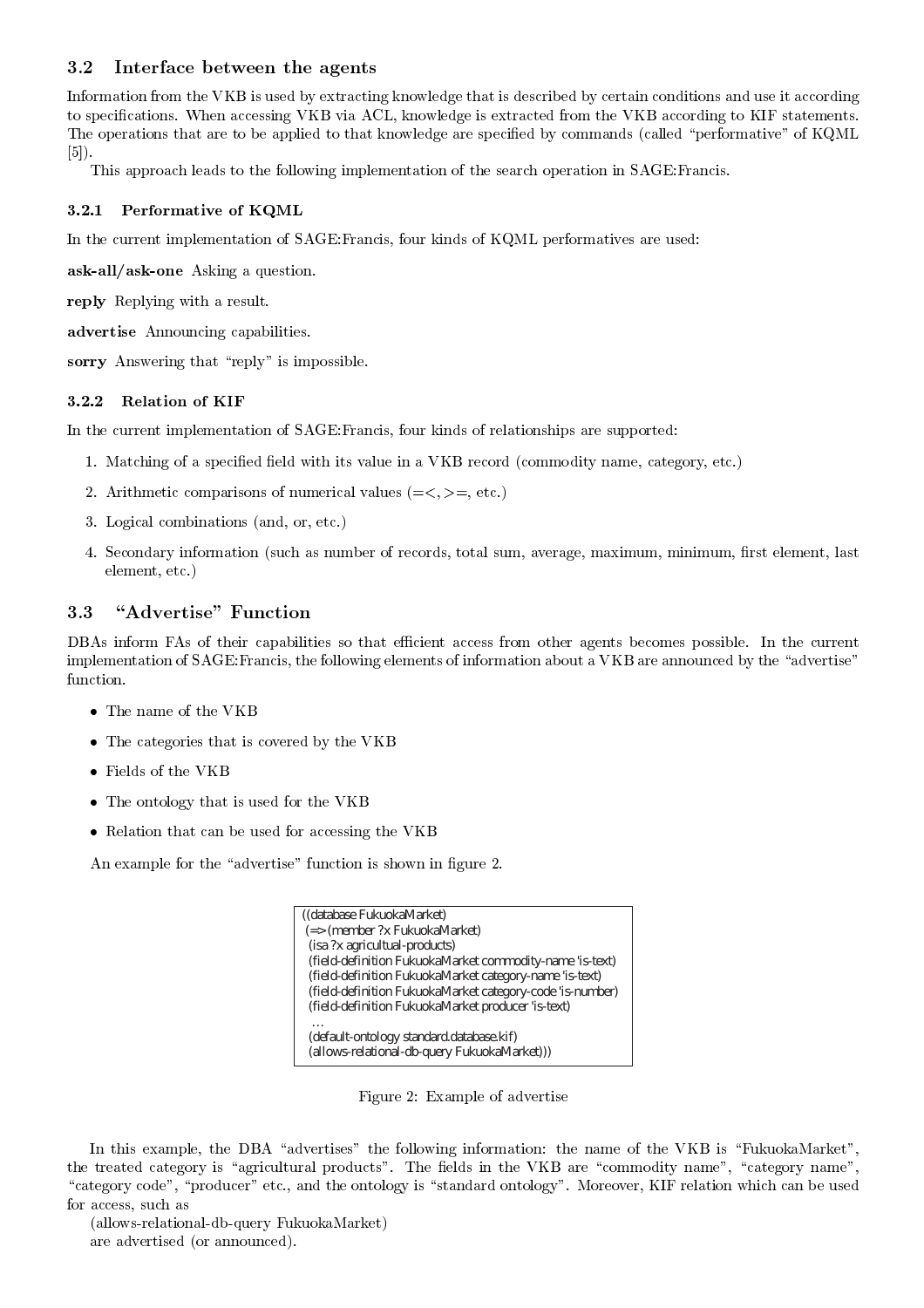### 3.2 Interface between the agents

Information from the VKB is used by extracting knowledge that is described by certain conditions and use it according to specifications. When accessing VKB via ACL, knowledge is extracted from the VKB according to KIF statements. The operations that are to be applied to that knowledge are specified by commands (called "performative" of KQML [5]).

This approach leads to the following implementation of the search operation in SAGE:Francis.

#### 3.2.1 Performative of KQML

In the current implementation of SAGE:Francis, four kinds of KQML performatives are used:

**ask-all/ask-one** Asking a question.

**reply** Replying with a result.

**advertise** Announcing capabilities.

**sorry** Answering that "reply" is impossible.

#### 3.2.2 Relation of KIF

In the current implementation of SAGE:Francis, four kinds of relationships are supported:

1. Matching of a specified field with its value in a VKB record (commodity name, category, etc.)
2. Arithmetic comparisons of numerical values (=<, >=, etc.)
3. Logical combinations (and, or, etc.)
4. Secondary information (such as number of records, total sum, average, maximum, minimum, first element, last element, etc.)

### 3.3 "Advertise" Function

DBAs inform FAs of their capabilities so that efficient access from other agents becomes possible. In the current implementation of SAGE:Francis, the following elements of information about a VKB are announced by the "advertise" function.

- The name of the VKB
- The categories that is covered by the VKB
- Fields of the VKB
- The ontology that is used for the VKB
- Relation that can be used for accessing the VKB

An example for the "advertise" function is shown in figure 2.

```
((database FukuokaMarket)
 (=> (member ?x FukuokaMarket)
  (isa ?x agricultual-products)
  (field-definition FukuokaMarket commodity-name 'is-text)
  (field-definition FukuokaMarket category-name 'is-text)
  (field-definition FukuokaMarket category-code 'is-number)
  (field-definition FukuokaMarket producer 'is-text)
   ...
  (default-ontology standard.database.kif)
  (allows-relational-db-query FukuokaMarket)))
```

Figure 2: Example of advertise

In this example, the DBA "advertises" the following information: the name of the VKB is "FukuokaMarket", the treated category is "agricultural products". The fields in the VKB are "commodity name", "category name", "category code", "producer" etc., and the ontology is "standard ontology". Moreover, KIF relation which can be used for access, such as

(allows-relational-db-query FukuokaMarket)

are advertised (or announced).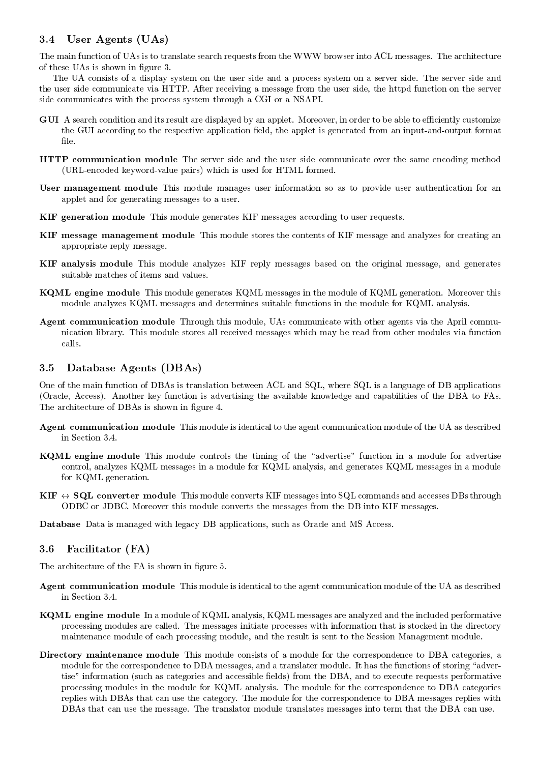### 3.4 User Agents (UAs)

The main function of UAs is to translate search requests from the WWW browser into ACL messages. The architecture of these UAs is shown in figure 3.

The UA consists of a display system on the user side and a process system on a server side. The server side and the user side communicate via HTTP. After receiving a message from the user side, the httpd function on the server side communicates with the process system through a CGI or a NSAPI.

**GUI** A search condition and its result are displayed by an applet. Moreover, in order to be able to efficiently customize the GUI according to the respective application field, the applet is generated from an input-and-output format file.

**HTTP communication module** The server side and the user side communicate over the same encoding method (URL-encoded keyword-value pairs) which is used for HTML formed.

**User management module** This module manages user information so as to provide user authentication for an applet and for generating messages to a user.

**KIF generation module** This module generates KIF messages according to user requests.

**KIF message management module** This module stores the contents of KIF message and analyzes for creating an appropriate reply message.

**KIF analysis module** This module analyzes KIF reply messages based on the original message, and generates suitable matches of items and values.

**KQML engine module** This module generates KQML messages in the module of KQML generation. Moreover this module analyzes KQML messages and determines suitable functions in the module for KQML analysis.

**Agent communication module** Through this module, UAs communicate with other agents via the April communication library. This module stores all received messages which may be read from other modules via function calls.

### 3.5 Database Agents (DBAs)

One of the main function of DBAs is translation between ACL and SQL, where SQL is a language of DB applications (Oracle, Access). Another key function is advertising the available knowledge and capabilities of the DBA to FAs. The architecture of DBAs is shown in figure 4.

**Agent communication module** This module is identical to the agent communication module of the UA as described in Section 3.4.

**KQML engine module** This module controls the timing of the "advertise" function in a module for advertise control, analyzes KQML messages in a module for KQML analysis, and generates KQML messages in a module for KQML generation.

**KIF $\leftrightarrow$ SQL converter module** This module converts KIF messages into SQL commands and accesses DBs through ODBC or JDBC. Moreover this module converts the messages from the DB into KIF messages.

**Database** Data is managed with legacy DB applications, such as Oracle and MS Access.

### 3.6 Facilitator (FA)

The architecture of the FA is shown in figure 5.

**Agent communication module** This module is identical to the agent communication module of the UA as described in Section 3.4.

**KQML engine module** In a module of KQML analysis, KQML messages are analyzed and the included performative processing modules are called. The messages initiate processes with information that is stocked in the directory maintenance module of each processing module, and the result is sent to the Session Management module.

**Directory maintenance module** This module consists of a module for the correspondence to DBA categories, a module for the correspondence to DBA messages, and a translater module. It has the functions of storing "advertise" information (such as categories and accessible fields) from the DBA, and to execute requests performative processing modules in the module for KQML analysis. The module for the correspondence to DBA categories replies with DBAs that can use the category. The module for the correspondence to DBA messages replies with DBAs that can use the message. The translator module translates messages into term that the DBA can use.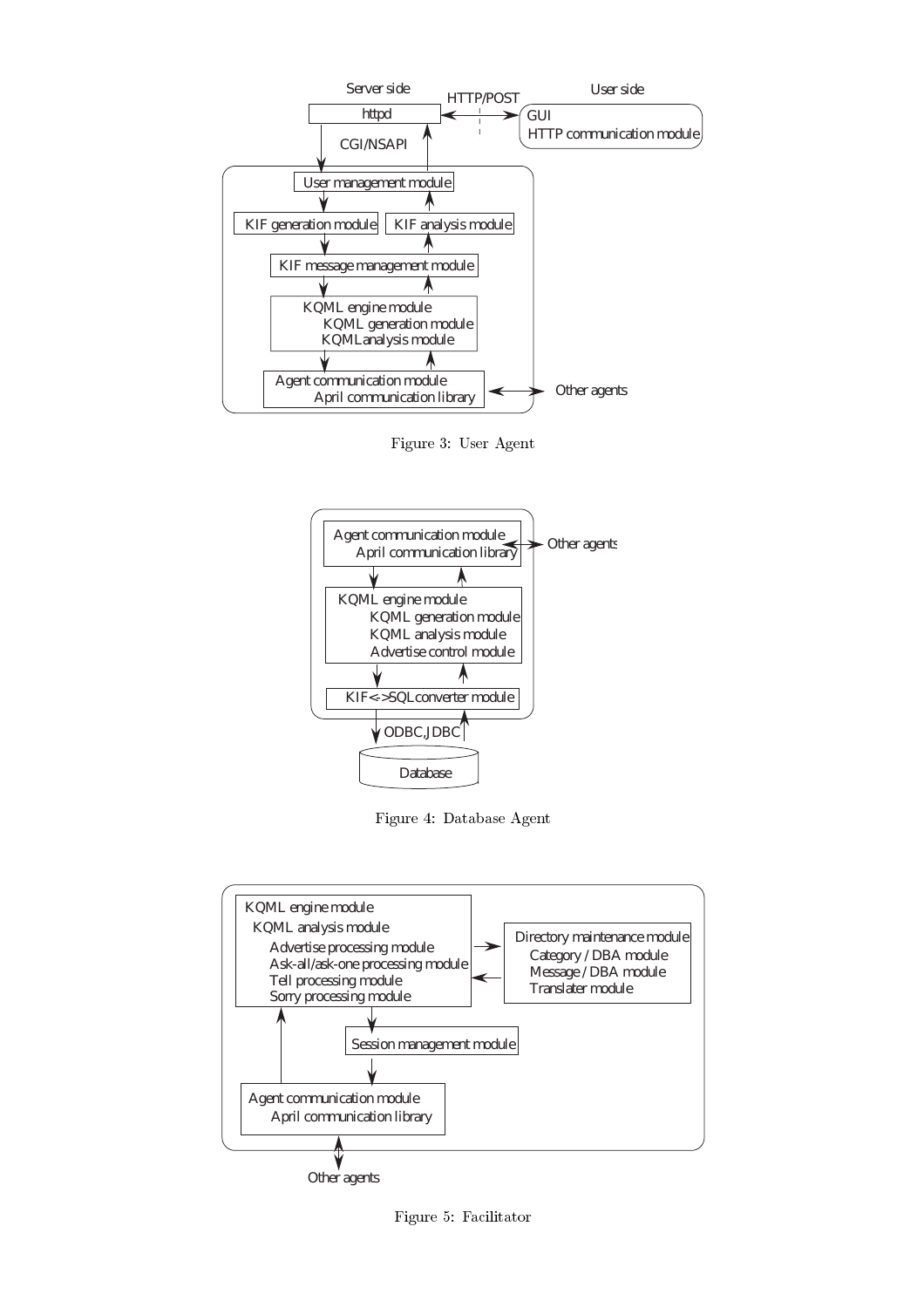Figure 3: User Agent

Figure 4: Database Agent

Figure 5: Facilitator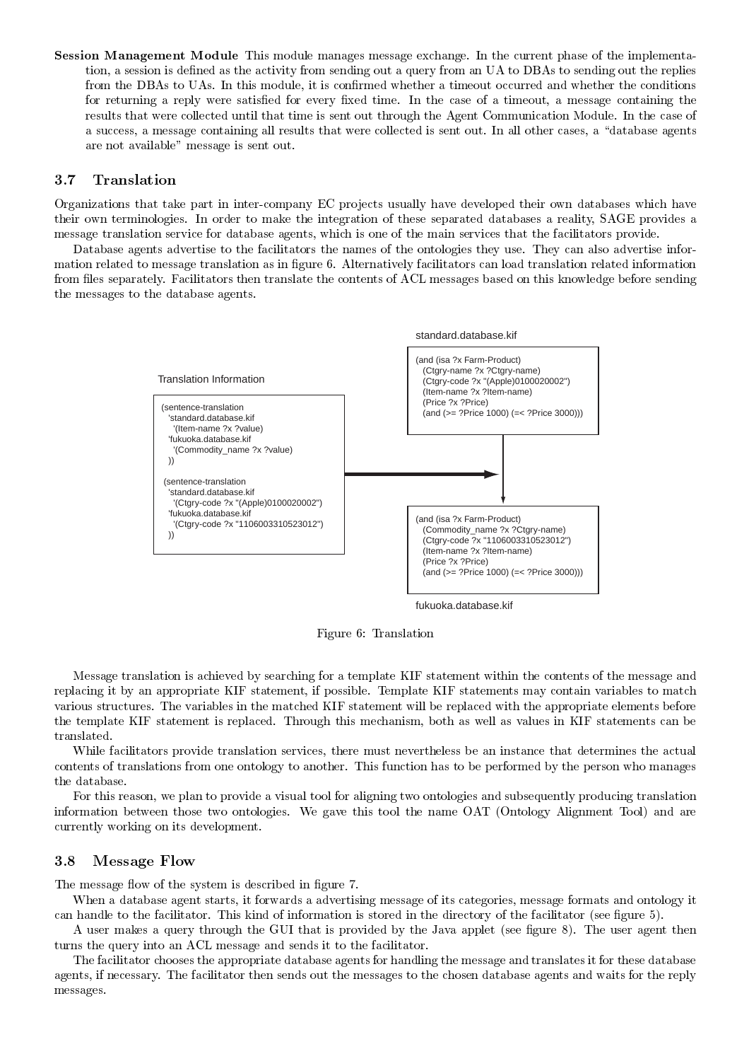**Session Management Module** This module manages message exchange. In the current phase of the implementation, a session is defined as the activity from sending out a query from an UA to DBAs to sending out the replies from the DBAs to UAs. In this module, it is confirmed whether a timeout occurred and whether the conditions for returning a reply were satisfied for every fixed time. In the case of a timeout, a message containing the results that were collected until that time is sent out through the Agent Communication Module. In the case of a success, a message containing all results that were collected is sent out. In all other cases, a "database agents are not available" message is sent out.

### 3.7 Translation

Organizations that take part in inter-company EC projects usually have developed their own databases which have their own terminologies. In order to make the integration of these separated databases a reality, SAGE provides a message translation service for database agents, which is one of the main services that the facilitators provide.

Database agents advertise to the facilitators the names of the ontologies they use. They can also advertise information related to message translation as in figure 6. Alternatively facilitators can load translation related information from files separately. Facilitators then translate the contents of ACL messages based on this knowledge before sending the messages to the database agents.

Translation Information

```
(sentence-translation
  'standard.database.kif
    '(Item-name ?x ?value)
  'fukuoka.database.kif
    '(Commodity_name ?x ?value)
  ))

(sentence-translation
  'standard.database.kif
    '(Ctgry-code ?x "(Apple)0100020002")
  'fukuoka.database.kif
    '(Ctgry-code ?x "1106003310523012")
  ))
```

standard.database.kif

```
(and (isa ?x Farm-Product)
  (Ctgry-name ?x ?Ctgry-name)
  (Ctgry-code ?x "(Apple)0100020002")
  (Item-name ?x ?Item-name)
  (Price ?x ?Price)
  (and (>= ?Price 1000) (=< ?Price 3000)))
```

fukuoka.database.kif

```
(and (isa ?x Farm-Product)
  (Commodity_name ?x ?Ctgry-name)
  (Ctgry-code ?x "1106003310523012")
  (Item-name ?x ?Item-name)
  (Price ?x ?Price)
  (and (>= ?Price 1000) (=< ?Price 3000)))
```

Figure 6: Translation

Message translation is achieved by searching for a template KIF statement within the contents of the message and replacing it by an appropriate KIF statement, if possible. Template KIF statements may contain variables to match various structures. The variables in the matched KIF statement will be replaced with the appropriate elements before the template KIF statement is replaced. Through this mechanism, both as well as values in KIF statements can be translated.

While facilitators provide translation services, there must nevertheless be an instance that determines the actual contents of translations from one ontology to another. This function has to be performed by the person who manages the database.

For this reason, we plan to provide a visual tool for aligning two ontologies and subsequently producing translation information between those two ontologies. We gave this tool the name OAT (Ontology Alignment Tool) and are currently working on its development.

### 3.8 Message Flow

The message flow of the system is described in figure 7.

When a database agent starts, it forwards a advertising message of its categories, message formats and ontology it can handle to the facilitator. This kind of information is stored in the directory of the facilitator (see figure 5).

A user makes a query through the GUI that is provided by the Java applet (see figure 8). The user agent then turns the query into an ACL message and sends it to the facilitator.

The facilitator chooses the appropriate database agents for handling the message and translates it for these database agents, if necessary. The facilitator then sends out the messages to the chosen database agents and waits for the reply messages.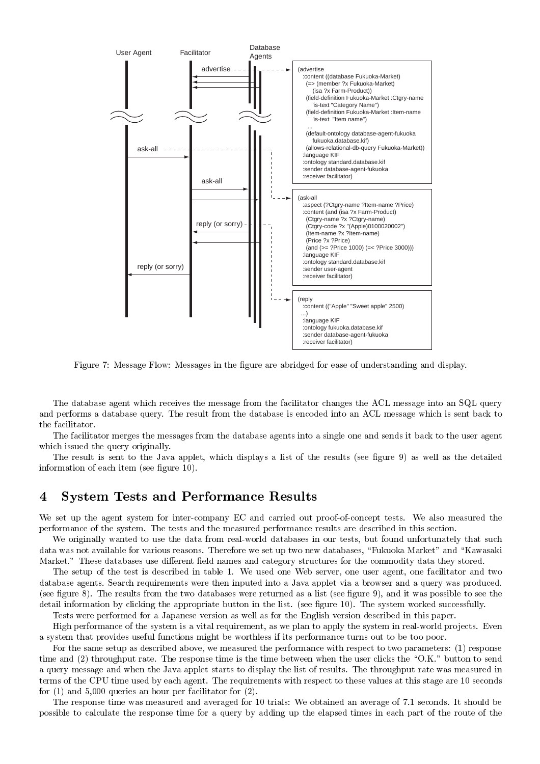```
(advertise
  :content ((database Fukuoka-Market)
    (=> (member ?x Fukuoka-Market)
       (isa ?x Farm-Product))
    (field-definition Fukuoka-Market :Ctgry-name
       'is-text "Category Name")
    (field-definition Fukuoka-Market :Item-name
       'is-text  "Item name")
    ...
    (default-ontology database-agent-fukuoka
       fukuoka.database.kif)
    (allows-relational-db-query Fukuoka-Market))
  :language KIF
  :ontology standard.database.kif
  :sender database-agent-fukuoka
  :receiver facilitator)
```

```
(ask-all
  :aspect (?Ctgry-name ?Item-name ?Price)
  :content (and (isa ?x Farm-Product)
    (Ctgry-name ?x ?Ctgry-name)
    (Ctgry-code ?x "(Apple)0100020002")
    (Item-name ?x ?Item-name)
    (Price ?x ?Price)
    (and (>= ?Price 1000) (=< ?Price 3000)))
  :language KIF
  :ontology standard.database.kif
  :sender user-agent
  :receiver facilitator)
```

```
(reply
  :content (("Apple" "Sweet apple" 2500)
  ...)
  :language KIF
  :ontology fukuoka.database.kif
  :sender database-agent-fukuoka
  :receiver facilitator)
```

Figure 7: Message Flow: Messages in the figure are abridged for ease of understanding and display.

The database agent which receives the message from the facilitator changes the ACL message into an SQL query and performs a database query. The result from the database is encoded into an ACL message which is sent back to the facilitator.

The facilitator merges the messages from the database agents into a single one and sends it back to the user agent which issued the query originally.

The result is sent to the Java applet, which displays a list of the results (see figure 9) as well as the detailed information of each item (see figure 10).

# 4 System Tests and Performance Results

We set up the agent system for inter-company EC and carried out proof-of-concept tests. We also measured the performance of the system. The tests and the measured performance results are described in this section.

We originally wanted to use the data from real-world databases in our tests, but found unfortunately that such data was not available for various reasons. Therefore we set up two new databases, "Fukuoka Market" and "Kawasaki Market." These databases use different field names and category structures for the commodity data they stored.

The setup of the test is described in table 1. We used one Web server, one user agent, one facilitator and two database agents. Search requirements were then inputed into a Java applet via a browser and a query was produced. (see figure 8). The results from the two databases were returned as a list (see figure 9), and it was possible to see the detail information by clicking the appropriate button in the list. (see figure 10). The system worked successfully.

Tests were performed for a Japanese version as well as for the English version described in this paper.

High performance of the system is a vital requirement, as we plan to apply the system in real-world projects. Even a system that provides useful functions might be worthless if its performance turns out to be too poor.

For the same setup as described above, we measured the performance with respect to two parameters: (1) response time and (2) throughput rate. The response time is the time between when the user clicks the "O.K." button to send a query message and when the Java applet starts to display the list of results. The throughput rate was measured in terms of the CPU time used by each agent. The requirements with respect to these values at this stage are 10 seconds for (1) and 5,000 queries an hour per facilitator for (2).

The response time was measured and averaged for 10 trials: We obtained an average of 7.1 seconds. It should be possible to calculate the response time for a query by adding up the elapsed times in each part of the route of the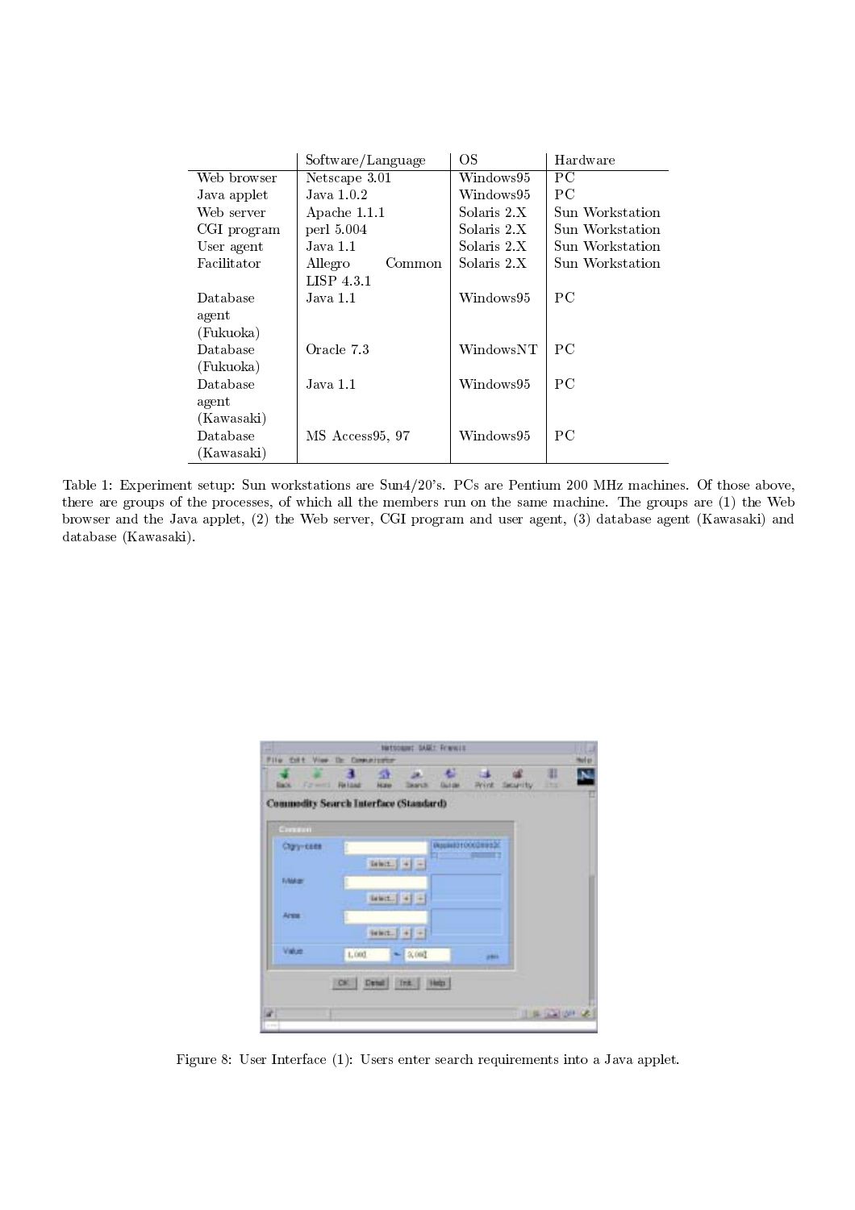| | Software/Language | OS | Hardware |
|---|---|---|---|
| Web browser | Netscape 3.01 | Windows95 | PC |
| Java applet | Java 1.0.2 | Windows95 | PC |
| Web server | Apache 1.1.1 | Solaris 2.X | Sun Workstation |
| CGI program | perl 5.004 | Solaris 2.X | Sun Workstation |
| User agent | Java 1.1 | Solaris 2.X | Sun Workstation |
| Facilitator | Allegro Common LISP 4.3.1 | Solaris 2.X | Sun Workstation |
| Database agent (Fukuoka) | Java 1.1 | Windows95 | PC |
| Database (Fukuoka) | Oracle 7.3 | WindowsNT | PC |
| Database agent (Kawasaki) | Java 1.1 | Windows95 | PC |
| Database (Kawasaki) | MS Access95, 97 | Windows95 | PC |

Table 1: Experiment setup: Sun workstations are Sun4/20's. PCs are Pentium 200 MHz machines. Of those above, there are groups of the processes, of which all the members run on the same machine. The groups are (1) the Web browser and the Java applet, (2) the Web server, CGI program and user agent, (3) database agent (Kawasaki) and database (Kawasaki).

Figure 8: User Interface (1): Users enter search requirements into a Java applet.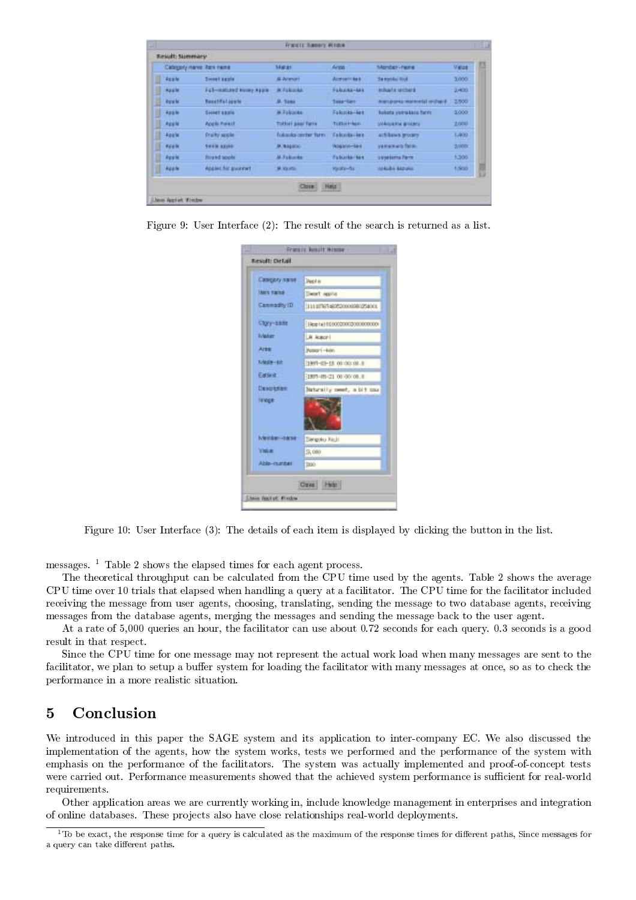Figure 9: User Interface (2): The result of the search is returned as a list.

Figure 10: User Interface (3): The details of each item is displayed by clicking the button in the list.

messages. [1] Table 2 shows the elapsed times for each agent process.

The theoretical throughput can be calculated from the CPU time used by the agents. Table 2 shows the average CPU time over 10 trials that elapsed when handling a query at a facilitator. The CPU time for the facilitator included receiving the message from user agents, choosing, translating, sending the message to two database agents, receiving messages from the database agents, merging the messages and sending the message back to the user agent.

At a rate of 5,000 queries an hour, the facilitator can use about 0.72 seconds for each query. 0.3 seconds is a good result in that respect.

Since the CPU time for one message may not represent the actual work load when many messages are sent to the facilitator, we plan to setup a buffer system for loading the facilitator with many messages at once, so as to check the performance in a more realistic situation.

# 5 Conclusion

We introduced in this paper the SAGE system and its application to inter-company EC. We also discussed the implementation of the agents, how the system works, tests we performed and the performance of the system with emphasis on the performance of the facilitators. The system was actually implemented and proof-of-concept tests were carried out. Performance measurements showed that the achieved system performance is sufficient for real-world requirements.

Other application areas we are currently working in, include knowledge management in enterprises and integration of online databases. These projects also have close relationships real-world deployments.

[1] To be exact, the response time for a query is calculated as the maximum of the response times for different paths, Since messages for a query can take different paths.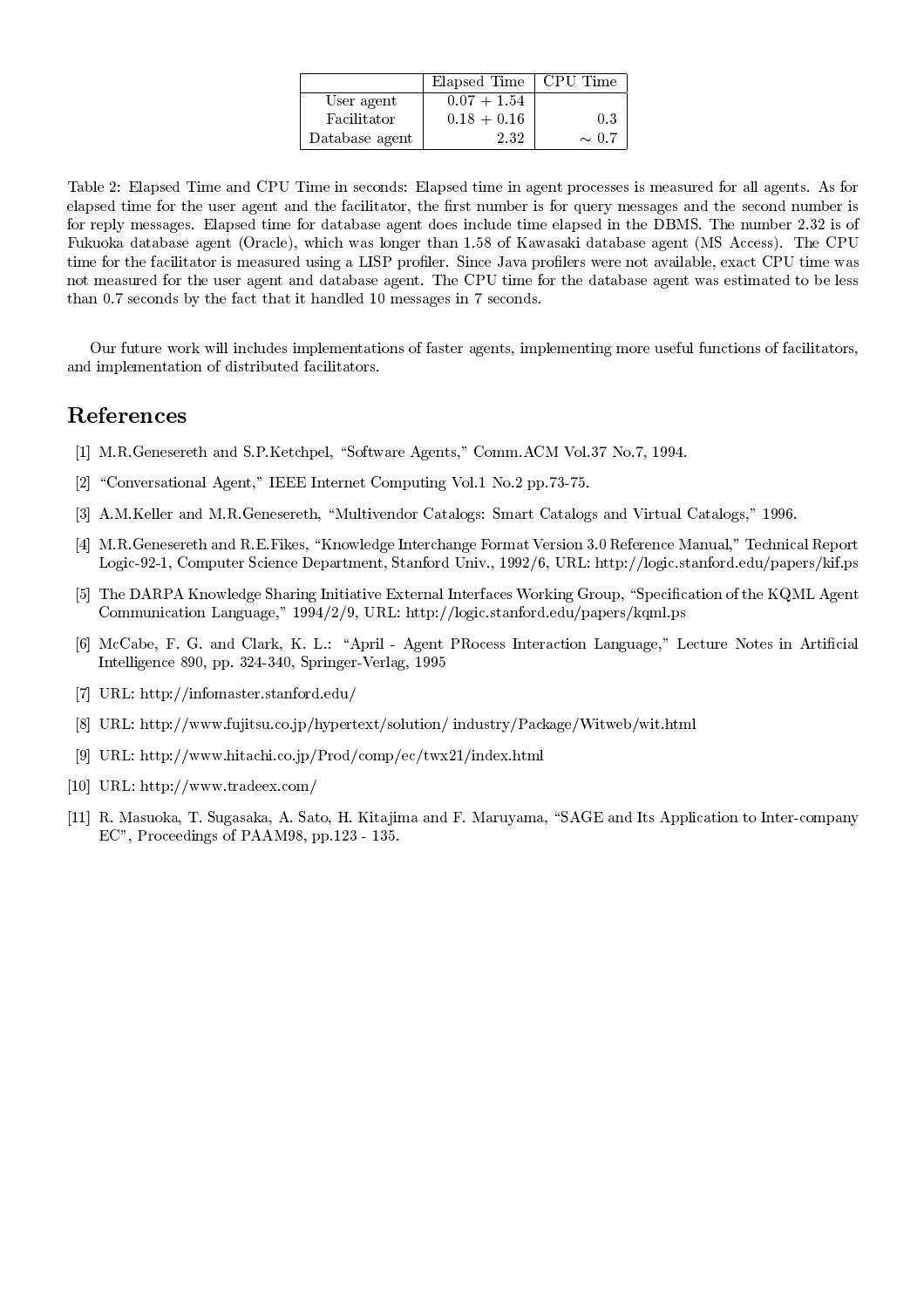| | Elapsed Time | CPU Time |
|---|---|---|
| User agent | 0.07 + 1.54 | |
| Facilitator | 0.18 + 0.16 | 0.3 |
| Database agent | 2.32 | $\sim 0.7$ |

Table 2: Elapsed Time and CPU Time in seconds: Elapsed time in agent processes is measured for all agents. As for elapsed time for the user agent and the facilitator, the first number is for query messages and the second number is for reply messages. Elapsed time for database agent does include time elapsed in the DBMS. The number 2.32 is of Fukuoka database agent (Oracle), which was longer than 1.58 of Kawasaki database agent (MS Access). The CPU time for the facilitator is measured using a LISP profiler. Since Java profilers were not available, exact CPU time was not measured for the user agent and database agent. The CPU time for the database agent was estimated to be less than 0.7 seconds by the fact that it handled 10 messages in 7 seconds.

Our future work will includes implementations of faster agents, implementing more useful functions of facilitators, and implementation of distributed facilitators.

# References

[1] M.R.Genesereth and S.P.Ketchpel, "Software Agents," Comm.ACM Vol.37 No.7, 1994.

[2] "Conversational Agent," IEEE Internet Computing Vol.1 No.2 pp.73-75.

[3] A.M.Keller and M.R.Genesereth, "Multivendor Catalogs: Smart Catalogs and Virtual Catalogs," 1996.

[4] M.R.Genesereth and R.E.Fikes, "Knowledge Interchange Format Version 3.0 Reference Manual," Technical Report Logic-92-1, Computer Science Department, Stanford Univ., 1992/6, URL: http://logic.stanford.edu/papers/kif.ps

[5] The DARPA Knowledge Sharing Initiative External Interfaces Working Group, "Specification of the KQML Agent Communication Language," 1994/2/9, URL: http://logic.stanford.edu/papers/kqml.ps

[6] McCabe, F. G. and Clark, K. L.: "April - Agent PRocess Interaction Language," Lecture Notes in Artificial Intelligence 890, pp. 324-340, Springer-Verlag, 1995

[7] URL: http://infomaster.stanford.edu/

[8] URL: http://www.fujitsu.co.jp/hypertext/solution/ industry/Package/Witweb/wit.html

[9] URL: http://www.hitachi.co.jp/Prod/comp/ec/twx21/index.html

[10] URL: http://www.tradeex.com/

[11] R. Masuoka, T. Sugasaka, A. Sato, H. Kitajima and F. Maruyama, "SAGE and Its Application to Inter-company EC", Proceedings of PAAM98, pp.123 - 135.